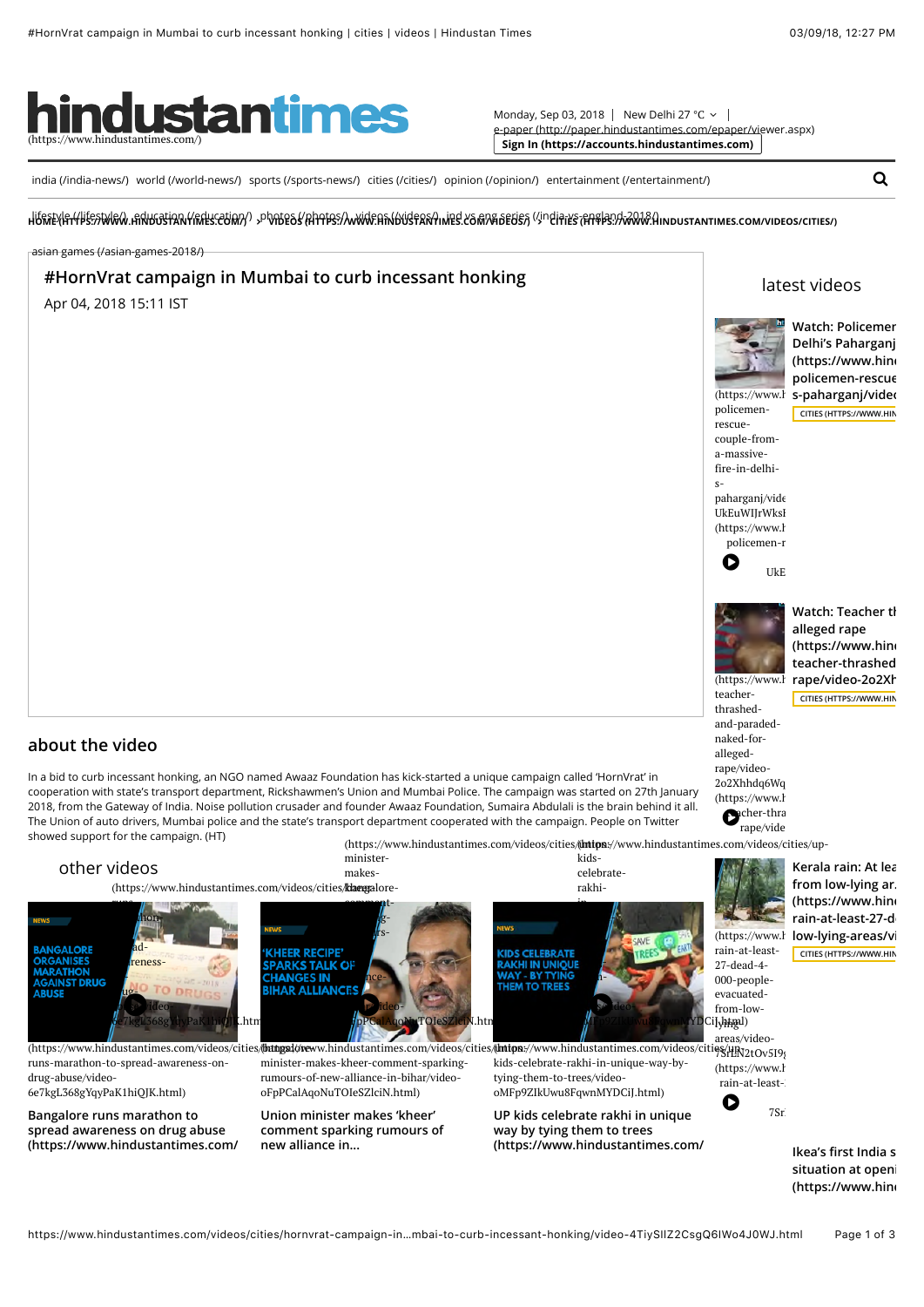# #HornVrat campaign in Mumbai to curb incessant honking

Apr 04, 2018 15:11 IST

## about the video

In a bid to curb incessant honking, an NGO named Awaaz Foundation has kick-started a unique campaign called 'HornVrat' in cooperation with state's transport department, Rickshawmen's Union and Mumbai Police. The campaign was started on 27th January 2018, from the Gateway of India. Noise pollution crusader and founder Awaaz Foundation, Sumaira Abdulali is the brain behind it all. The Union of auto drivers, Mumbai police and the state's transport department cooperated with the campaign. People on Twitter showed support for the campaign. (HT)

## other videos

Bangalore runs marathon to spread awareness on drug abuse (https://www.hindustantimes.com/videos/cities/bangalore-runs-marathon-to-spread-awareness-on-drug-abuse/video-6e7kgL368gYqyPaK1hiQJK.html)

Union minister makes 'kheer' comment sparking rumours of new alliance in... (https://www.hindustantimes.com/videos/cities/union-minister-makes-kheer-comment-sparking-rumours-of-new-alliance-in-bihar/video-oFpPCalAqoNuTOIeSZlciN.html)

UP kids celebrate rakhi in unique way by tying them to trees (https://www.hindustantimes.com/videos/cities/up-kids-celebrate-rakhi-in-unique-way-by-tying-them-to-trees/video-oMFp9ZIkUwu8FqwnMYDCiJ.html)

## latest videos

Watch: Policemen ... Delhi's Paharganj

Watch: Teacher th... alleged rape

Kerala rain: At lea... from low-lying ar...

Ikea's first India s... situation at openi...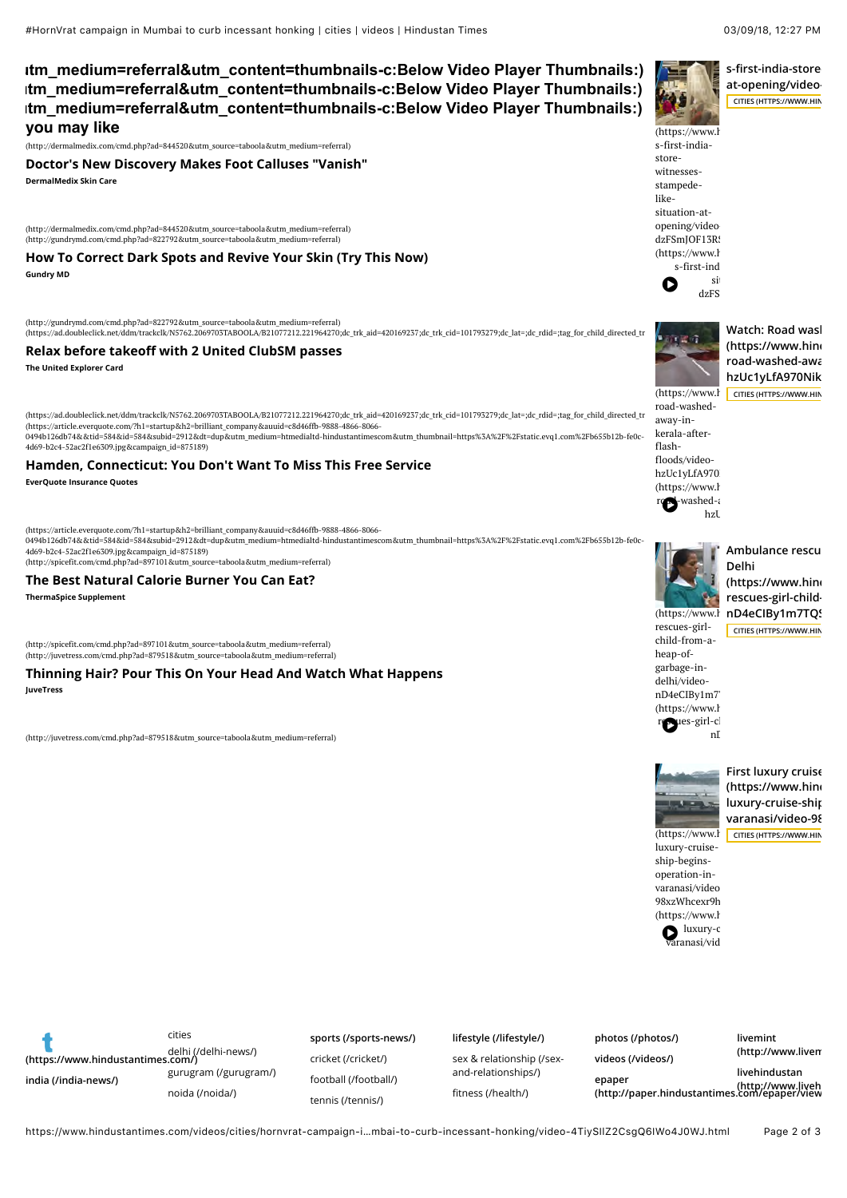## utm_medium=referral&utm_content=thumbnails-c:Below Video Player Thumbnails:)
## utm_medium=referral&utm_content=thumbnails-c:Below Video Player Thumbnails:)
## utm_medium=referral&utm_content=thumbnails-c:Below Video Player Thumbnails:)
## you may like

(http://dermalmedix.com/cmd.php?ad=844520&utm_source=taboola&utm_medium=referral)

### Doctor's New Discovery Makes Foot Calluses "Vanish"

**DermalMedix Skin Care**

(http://dermalmedix.com/cmd.php?ad=844520&utm_source=taboola&utm_medium=referral)
(http://gundrymd.com/cmd.php?ad=822792&utm_source=taboola&utm_medium=referral)

### How To Correct Dark Spots and Revive Your Skin (Try This Now)

**Gundry MD**

(http://gundrymd.com/cmd.php?ad=822792&utm_source=taboola&utm_medium=referral)
(https://ad.doubleclick.net/ddm/trackclk/N5762.2069703TABOOLA/B21077212.221964270;dc_trk_aid=420169237;dc_trk_cid=101793279;dc_lat=;dc_rdid=;tag_for_child_directed_tr

### Relax before takeoff with 2 United ClubSM passes

**The United Explorer Card**

(https://ad.doubleclick.net/ddm/trackclk/N5762.2069703TABOOLA/B21077212.221964270;dc_trk_aid=420169237;dc_trk_cid=101793279;dc_lat=;dc_rdid=;tag_for_child_directed_tr
(https://article.everquote.com/?h1=startup&h2=brilliant_company&auuid=c8d46ffb-9888-4866-8066-0494b126db74&&tid=584&id=584&subid=2912&dt=dup&utm_medium=htmedialtd-hindustantimescom&utm_thumbnail=https%3A%2F%2Fstatic.evq1.com%2Fb655b12b-fe0c-4d69-b2c4-52ac2f1e6309.jpg&campaign_id=875189)

### Hamden, Connecticut: You Don't Want To Miss This Free Service

**EverQuote Insurance Quotes**

(https://article.everquote.com/?h1=startup&h2=brilliant_company&auuid=c8d46ffb-9888-4866-8066-0494b126db74&&tid=584&id=584&subid=2912&dt=dup&utm_medium=htmedialtd-hindustantimescom&utm_thumbnail=https%3A%2F%2Fstatic.evq1.com%2Fb655b12b-fe0c-4d69-b2c4-52ac2f1e6309.jpg&campaign_id=875189)
(http://spicefit.com/cmd.php?ad=897101&utm_source=taboola&utm_medium=referral)

### The Best Natural Calorie Burner You Can Eat?

**ThermaSpice Supplement**

(http://spicefit.com/cmd.php?ad=897101&utm_source=taboola&utm_medium=referral)
(http://juvetress.com/cmd.php?ad=879518&utm_source=taboola&utm_medium=referral)

### Thinning Hair? Pour This On Your Head And Watch What Happens

**JuveTress**

(http://juvetress.com/cmd.php?ad=879518&utm_source=taboola&utm_medium=referral)

s-first-india-store at-opening/video
CITIES (HTTPS://WWW.HIN

(https://www.h s-first-india-store-witnesses-stampede-like-situation-at-opening/video dzFSmJOF13R (https://www.h s-first-ind si dzFS

Watch: Road wasl (https://www.hin road-washed-awa hzUc1yLfA970Nik
CITIES (HTTPS://WWW.HIN

(https://www.h road-washed-away-in-kerala-after-flash-floods/video-hzUc1yLfA970 (https://www.h road-washed-a hzU

Ambulance rescu Delhi (https://www.hin rescues-girl-child- nD4eCIBy1m7TQ
CITIES (HTTPS://WWW.HIN

(https://www.h rescues-girl-child-from-a-heap-of-garbage-in-delhi/video-nD4eCIBy1m7 (https://www.h rescues-girl-cl nD

First luxury cruise (https://www.hin luxury-cruise-ship varanasi/video-98
CITIES (HTTPS://WWW.HIN

(https://www.h luxury-cruise-ship-begins-operation-in-varanasi/video 98xzWhcexr9h (https://www.h luxury-c varanasi/vid

(https://www.hindustantimes.com/)

india (/india-news/)

cities
delhi (/delhi-news/)
gurugram (/gurugram/)
noida (/noida/)

sports (/sports-news/)
cricket (/cricket/)
football (/football/)
tennis (/tennis/)

lifestyle (/lifestyle/)
sex & relationship (/sex-and-relationships/)
fitness (/health/)

photos (/photos/)
videos (/videos/)
epaper (http://paper.hindustantimes.com/epaper/view

livemint (http://www.livem
livehindustan (http://www.liveh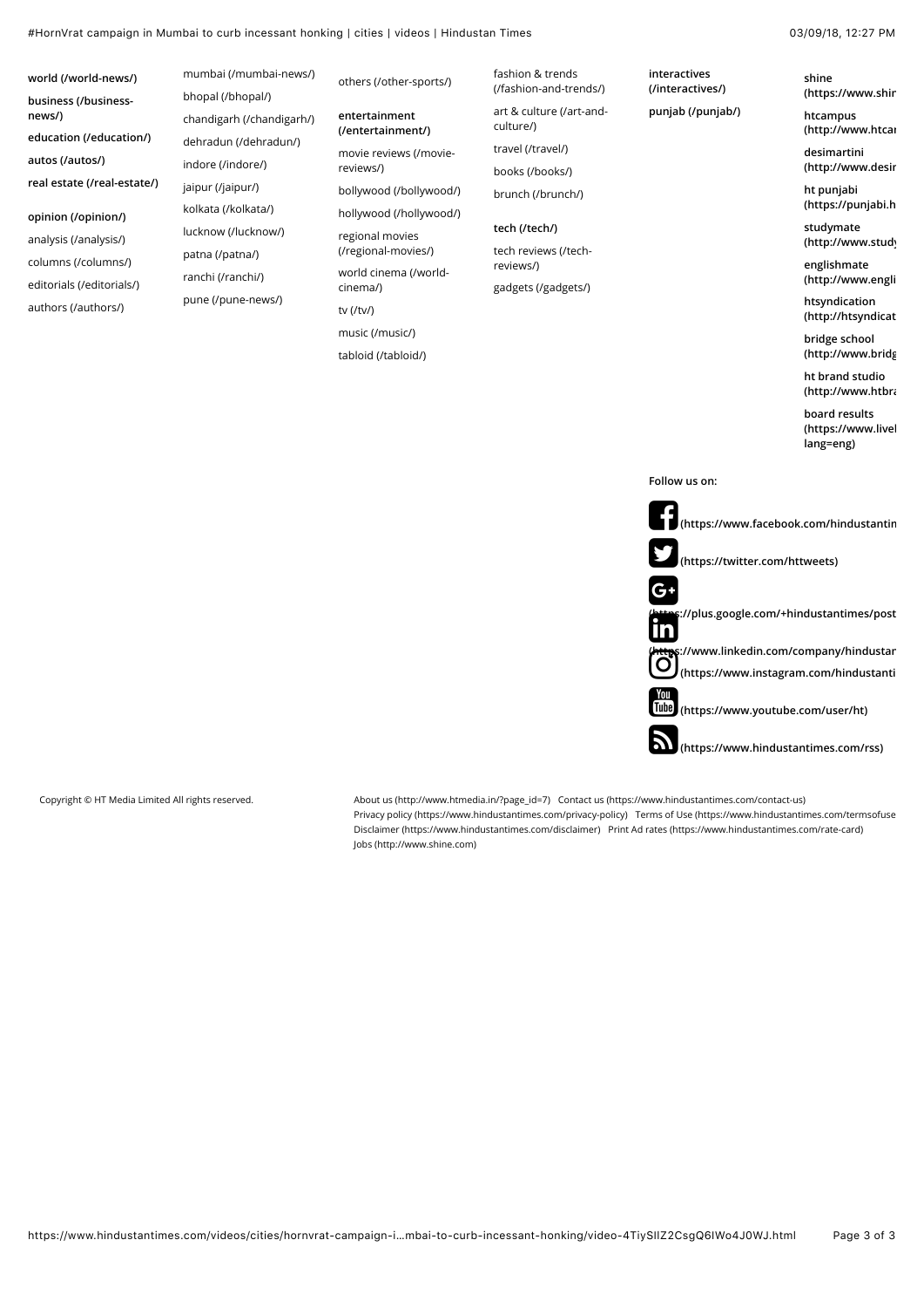**world (/world-news/)**

**business (/business-news/)**

**education (/education/)**

**autos (/autos/)**

**real estate (/real-estate/)**

**opinion (/opinion/)**

analysis (/analysis/)

columns (/columns/)

editorials (/editorials/)

authors (/authors/)

mumbai (/mumbai-news/)

bhopal (/bhopal/)

chandigarh (/chandigarh/)

dehradun (/dehradun/)

indore (/indore/)

jaipur (/jaipur/)

kolkata (/kolkata/)

lucknow (/lucknow/)

patna (/patna/)

ranchi (/ranchi/)

pune (/pune-news/)

others (/other-sports/)

**entertainment (/entertainment/)**

movie reviews (/movie-reviews/)

bollywood (/bollywood/)

hollywood (/hollywood/)

regional movies (/regional-movies/)

world cinema (/world-cinema/)

tv (/tv/)

music (/music/)

tabloid (/tabloid/)

fashion & trends (/fashion-and-trends/)

art & culture (/art-and-culture/)

travel (/travel/)

books (/books/)

brunch (/brunch/)

**tech (/tech/)**

tech reviews (/tech-reviews/)

gadgets (/gadgets/)

**interactives (/interactives/)**

**punjab (/punjab/)**

**shine (https://www.shir**

**htcampus (http://www.htcar**

**desimartini (http://www.desir**

**ht punjabi (https://punjabi.h**

**studymate (http://www.study**

**englishmate (http://www.engli**

**htsyndication (http://htsyndicat**

**bridge school (http://www.bridg**

**ht brand studio (http://www.htbr**

**board results (https://www.livel lang=eng)**

**Follow us on:**

(https://www.facebook.com/hindustantin

(https://twitter.com/httweets)

(https://plus.google.com/+hindustantimes/post

(https://www.linkedin.com/company/hindustar

(https://www.instagram.com/hindustanti

(https://www.youtube.com/user/ht)

(https://www.hindustantimes.com/rss)

Copyright © HT Media Limited All rights reserved.

About us (http://www.htmedia.in/?page_id=7) Contact us (https://www.hindustantimes.com/contact-us)
Privacy policy (https://www.hindustantimes.com/privacy-policy) Terms of Use (https://www.hindustantimes.com/termsofuse
Disclaimer (https://www.hindustantimes.com/disclaimer) Print Ad rates (https://www.hindustantimes.com/rate-card)
Jobs (http://www.shine.com)